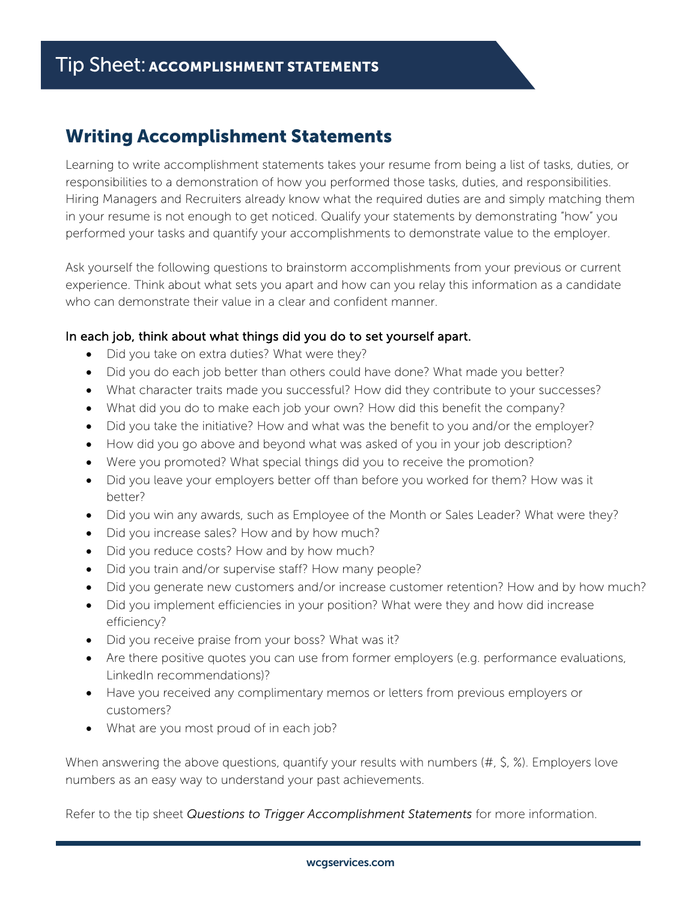# Tip Sheet: ACCOMPLISHMENT STATEMENTS

## Writing Accomplishment Statements

Learning to write accomplishment statements takes your resume from being a list of tasks, duties, or responsibilities to a demonstration of how you performed those tasks, duties, and responsibilities. Hiring Managers and Recruiters already know what the required duties are and simply matching them in your resume is not enough to get noticed. Qualify your statements by demonstrating "how" you performed your tasks and quantify your accomplishments to demonstrate value to the employer.

Ask yourself the following questions to brainstorm accomplishments from your previous or current experience. Think about what sets you apart and how can you relay this information as a candidate who can demonstrate their value in a clear and confident manner.

In each job, think about what things did you do to set yourself apart.

- Did you take on extra duties? What were they?
- Did you do each job better than others could have done? What made you better?
- What character traits made you successful? How did they contribute to your successes?
- What did you do to make each job your own? How did this benefit the company?
- Did you take the initiative? How and what was the benefit to you and/or the employer?
- How did you go above and beyond what was asked of you in your job description?
- Were you promoted? What special things did you to receive the promotion?
- Did you leave your employers better off than before you worked for them? How was it better?
- Did you win any awards, such as Employee of the Month or Sales Leader? What were they?
- Did you increase sales? How and by how much?
- Did you reduce costs? How and by how much?
- Did you train and/or supervise staff? How many people?
- Did you generate new customers and/or increase customer retention? How and by how much?
- Did you implement efficiencies in your position? What were they and how did increase efficiency?
- Did you receive praise from your boss? What was it?
- Are there positive quotes you can use from former employers (e.g. performance evaluations, LinkedIn recommendations)?
- Have you received any complimentary memos or letters from previous employers or customers?
- What are you most proud of in each job?

When answering the above questions, quantify your results with numbers (#, $, %). Employers love numbers as an easy way to understand your past achievements.

Refer to the tip sheet *Questions to Trigger Accomplishment Statements* for more information.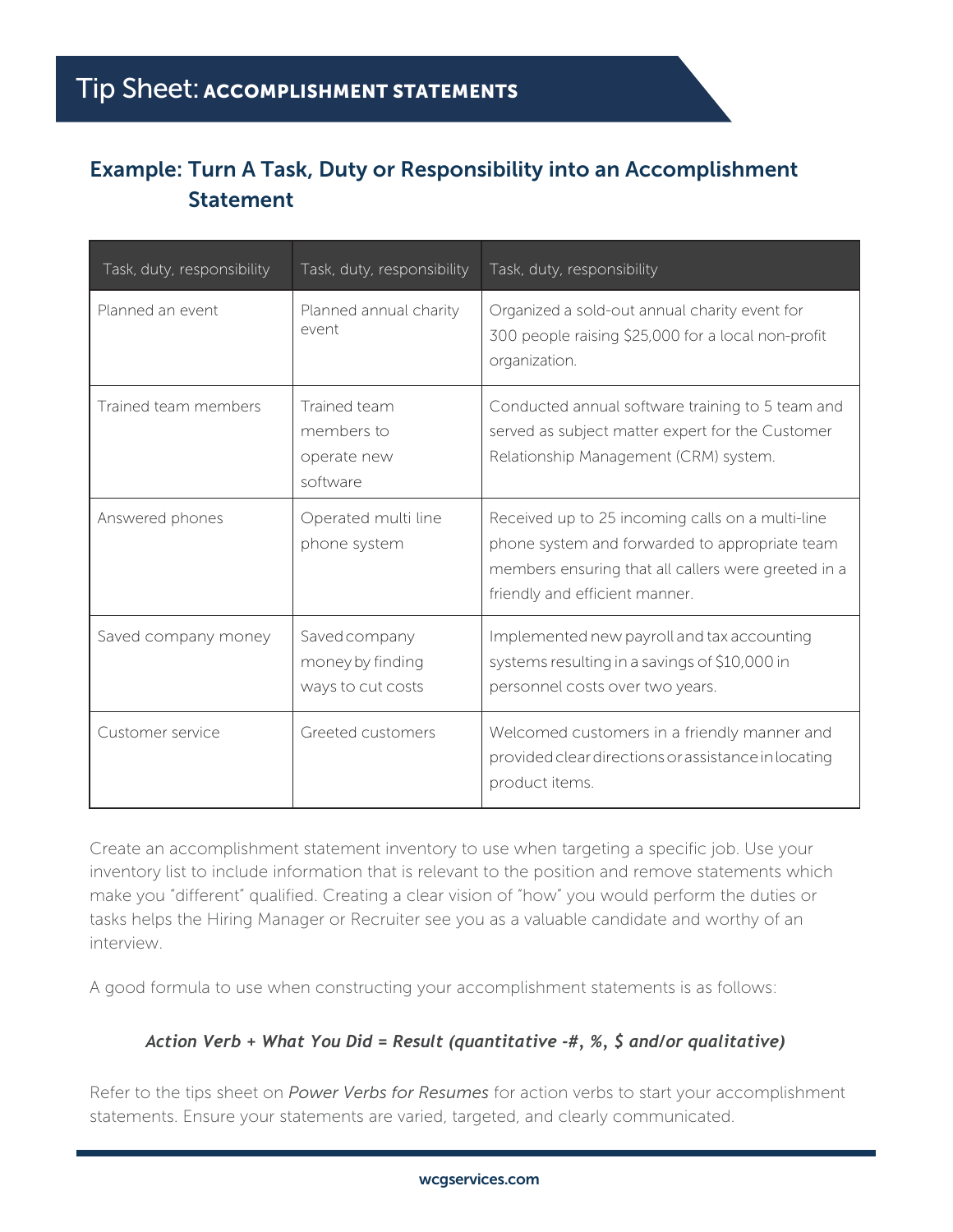# Tip Sheet: ACCOMPLISHMENT STATEMENTS

## Example: Turn A Task, Duty or Responsibility into an Accomplishment Statement

| Task, duty, responsibility | Task, duty, responsibility | Task, duty, responsibility |
|---|---|---|
| Planned an event | Planned annual charity event | Organized a sold-out annual charity event for 300 people raising $25,000 for a local non-profit organization. |
| Trained team members | Trained team members to operate new software | Conducted annual software training to 5 team and served as subject matter expert for the Customer Relationship Management (CRM) system. |
| Answered phones | Operated multi line phone system | Received up to 25 incoming calls on a multi-line phone system and forwarded to appropriate team members ensuring that all callers were greeted in a friendly and efficient manner. |
| Saved company money | Saved company money by finding ways to cut costs | Implemented new payroll and tax accounting systems resulting in a savings of $10,000 in personnel costs over two years. |
| Customer service | Greeted customers | Welcomed customers in a friendly manner and provided clear directions or assistance in locating product items. |

Create an accomplishment statement inventory to use when targeting a specific job. Use your inventory list to include information that is relevant to the position and remove statements which make you "different" qualified. Creating a clear vision of "how" you would perform the duties or tasks helps the Hiring Manager or Recruiter see you as a valuable candidate and worthy of an interview.

A good formula to use when constructing your accomplishment statements is as follows:

***Action Verb + What You Did = Result (quantitative -#, %, $ and/or qualitative)***

Refer to the tips sheet on *Power Verbs for Resumes* for action verbs to start your accomplishment statements. Ensure your statements are varied, targeted, and clearly communicated.

wcgservices.com